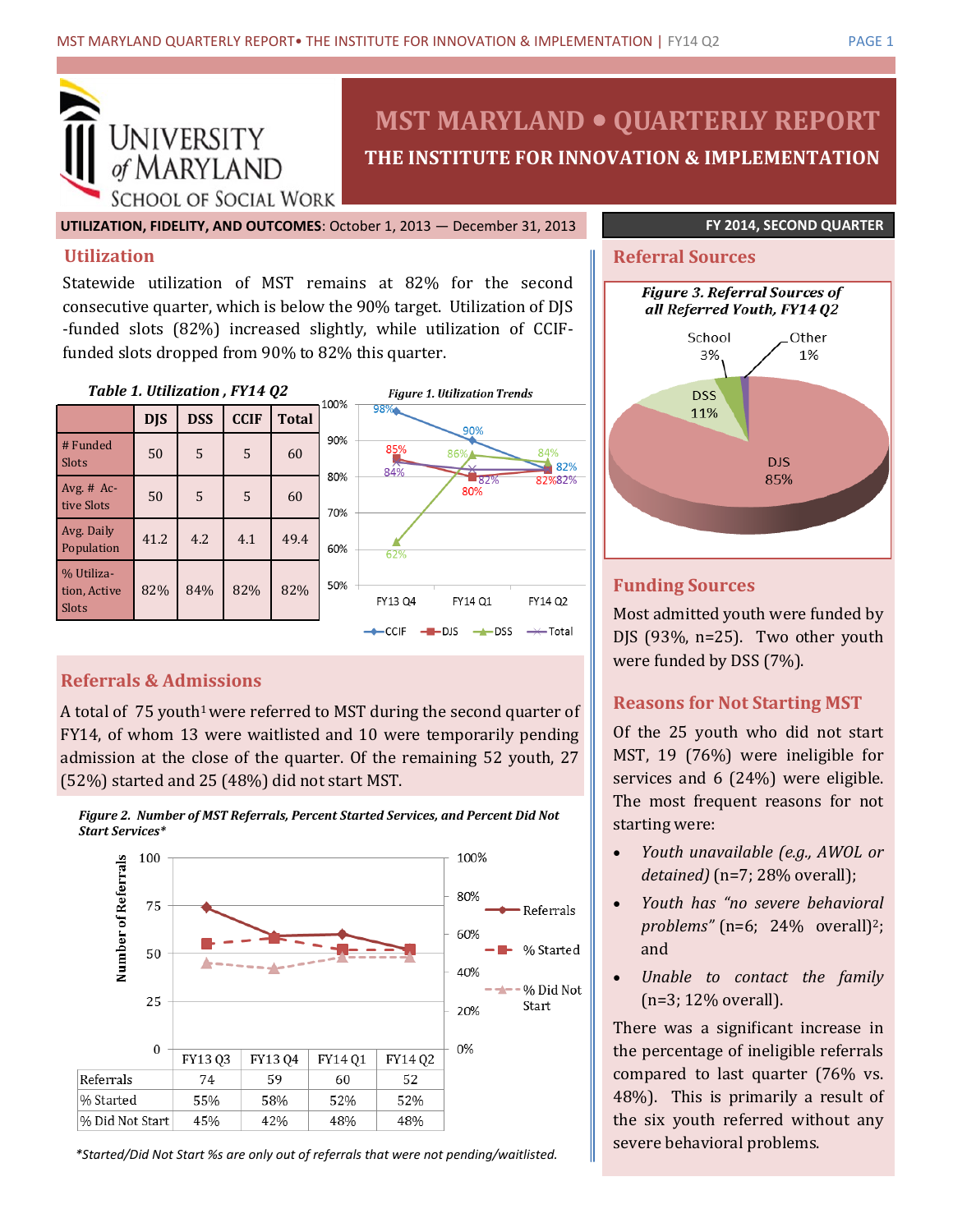# MST MARYLAND • QUARTERLY REPORT

## THE INSTITUTE FOR INNOVATION & IMPLEMENTATION

University of Maryland School of Social Work

**UTILIZATION, FIDELITY, AND OUTCOMES**: October 1, 2013 — December 31, 2013

**FY 2014, SECOND QUARTER**

## Utilization

Statewide utilization of MST remains at 82% for the second consecutive quarter, which is below the 90% target. Utilization of DJS-funded slots (82%) increased slightly, while utilization of CCIF-funded slots dropped from 90% to 82% this quarter.

*Table 1. Utilization , FY14 Q2*

| | DJS | DSS | CCIF | Total |
|---|---|---|---|---|
| # Funded Slots | 50 | 5 | 5 | 60 |
| Avg. # Active Slots | 50 | 5 | 5 | 60 |
| Avg. Daily Population | 41.2 | 4.2 | 4.1 | 49.4 |
| % Utilization, Active Slots | 82% | 84% | 82% | 82% |

*Figure 1. Utilization Trends*

| | FY13 Q4 | FY14 Q1 | FY14 Q2 |
|---|---|---|---|
| CCIF | 98% | 90% | 82% |
| DJS | 85% | 80% | 82% |
| DSS | 62% | 86% | 84% |
| Total | 84% | 82% | 82% |

## Referrals & Admissions

A total of 75 youth[1] were referred to MST during the second quarter of FY14, of whom 13 were waitlisted and 10 were temporarily pending admission at the close of the quarter. Of the remaining 52 youth, 27 (52%) started and 25 (48%) did not start MST.

*Figure 2. Number of MST Referrals, Percent Started Services, and Percent Did Not Start Services**

| | FY13 Q3 | FY13 Q4 | FY14 Q1 | FY14 Q2 |
|---|---|---|---|---|
| Referrals | 74 | 59 | 60 | 52 |
| % Started | 55% | 58% | 52% | 52% |
| % Did Not Start | 45% | 42% | 48% | 48% |

**Started/Did Not Start %s are only out of referrals that were not pending/waitlisted.*

## Referral Sources

*Figure 3. Referral Sources of all Referred Youth, FY14 Q2*

| Source | % |
|---|---|
| DJS | 85% |
| DSS | 11% |
| School | 3% |
| Other | 1% |

## Funding Sources

Most admitted youth were funded by DJS (93%, n=25). Two other youth were funded by DSS (7%).

## Reasons for Not Starting MST

Of the 25 youth who did not start MST, 19 (76%) were ineligible for services and 6 (24%) were eligible. The most frequent reasons for not starting were:

- *Youth unavailable (e.g., AWOL or detained)* (n=7; 28% overall);
- *Youth has "no severe behavioral problems"* (n=6; 24% overall)[2]; and
- *Unable to contact the family* (n=3; 12% overall).

There was a significant increase in the percentage of ineligible referrals compared to last quarter (76% vs. 48%). This is primarily a result of the six youth referred without any severe behavioral problems.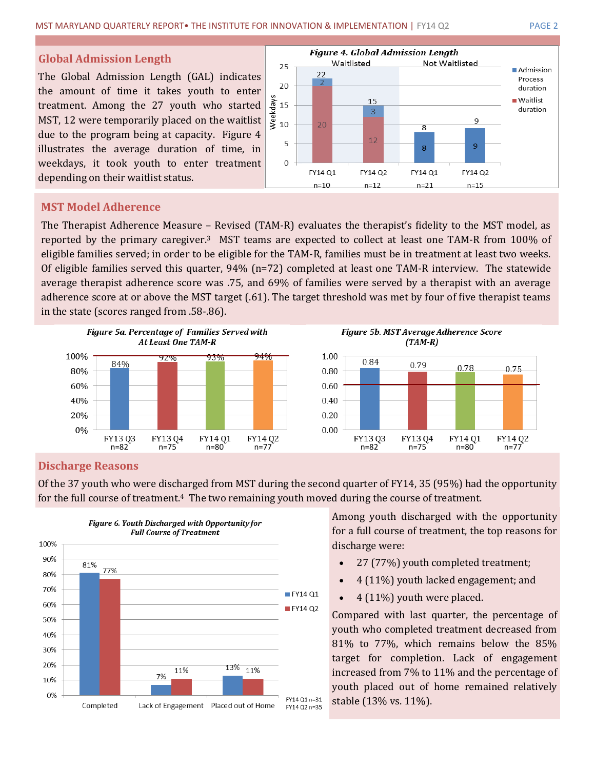## Global Admission Length

The Global Admission Length (GAL) indicates the amount of time it takes youth to enter treatment. Among the 27 youth who started MST, 12 were temporarily placed on the waitlist due to the program being at capacity. Figure 4 illustrates the average duration of time, in weekdays, it took youth to enter treatment depending on their waitlist status.

*Figure 4. Global Admission Length*

| | Waitlisted | | Not Waitlisted | |
|---|---|---|---|---|
| | FY14 Q1 (n=10) | FY14 Q2 (n=12) | FY14 Q1 (n=21) | FY14 Q2 (n=15) |
| Waitlist duration | 20 | 12 | | |
| Admission Process duration | 2 | 3 | 8 | 9 |
| Total (Weekdays) | 22 | 15 | 8 | 9 |

## MST Model Adherence

The Therapist Adherence Measure – Revised (TAM-R) evaluates the therapist's fidelity to the MST model, as reported by the primary caregiver.[3] MST teams are expected to collect at least one TAM-R from 100% of eligible families served; in order to be eligible for the TAM-R, families must be in treatment at least two weeks. Of eligible families served this quarter, 94% (n=72) completed at least one TAM-R interview. The statewide average therapist adherence score was .75, and 69% of families were served by a therapist with an average adherence score at or above the MST target (.61). The target threshold was met by four of five therapist teams in the state (scores ranged from .58-.86).

*Figure 5a. Percentage of Families Served with At Least One TAM-R*

| FY13 Q3 (n=82) | FY13 Q4 (n=75) | FY14 Q1 (n=80) | FY14 Q2 (n=77) |
|---|---|---|---|
| 84% | 92% | 93% | 94% |

*Figure 5b. MST Average Adherence Score (TAM-R)*

| FY13 Q3 (n=82) | FY13 Q4 (n=75) | FY14 Q1 (n=80) | FY14 Q2 (n=77) |
|---|---|---|---|
| 0.84 | 0.79 | 0.78 | 0.75 |

## Discharge Reasons

Of the 37 youth who were discharged from MST during the second quarter of FY14, 35 (95%) had the opportunity for the full course of treatment.[4] The two remaining youth moved during the course of treatment.

*Figure 6. Youth Discharged with Opportunity for Full Course of Treatment*

| | FY14 Q1 (n=31) | FY14 Q2 (n=35) |
|---|---|---|
| Completed | 81% | 77% |
| Lack of Engagement | 7% | 11% |
| Placed out of Home | 13% | 11% |

Among youth discharged with the opportunity for a full course of treatment, the top reasons for discharge were:

- 27 (77%) youth completed treatment;
- 4 (11%) youth lacked engagement; and
- 4 (11%) youth were placed.

Compared with last quarter, the percentage of youth who completed treatment decreased from 81% to 77%, which remains below the 85% target for completion. Lack of engagement increased from 7% to 11% and the percentage of youth placed out of home remained relatively stable (13% vs. 11%).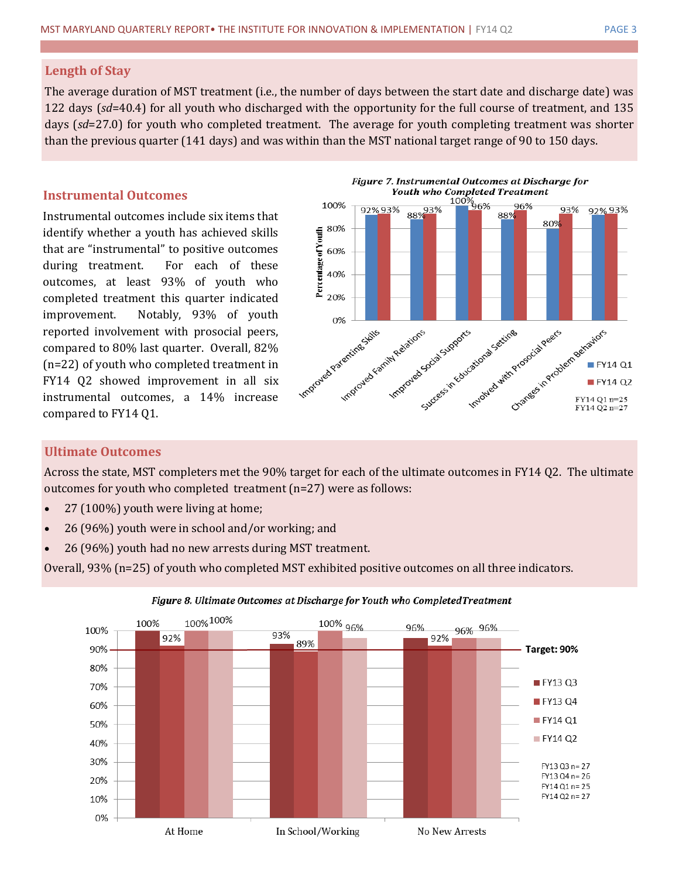## Length of Stay

The average duration of MST treatment (i.e., the number of days between the start date and discharge date) was 122 days (*sd*=40.4) for all youth who discharged with the opportunity for the full course of treatment, and 135 days (*sd*=27.0) for youth who completed treatment. The average for youth completing treatment was shorter than the previous quarter (141 days) and was within than the MST national target range of 90 to 150 days.

## Instrumental Outcomes

Instrumental outcomes include six items that identify whether a youth has achieved skills that are "instrumental" to positive outcomes during treatment. For each of these outcomes, at least 93% of youth who completed treatment this quarter indicated improvement. Notably, 93% of youth reported involvement with prosocial peers, compared to 80% last quarter. Overall, 82% (n=22) of youth who completed treatment in FY14 Q2 showed improvement in all six instrumental outcomes, a 14% increase compared to FY14 Q1.

***Figure 7. Instrumental Outcomes at Discharge for Youth who Completed Treatment***

| Outcome | FY14 Q1 | FY14 Q2 |
|---|---|---|
| Improved Parenting Skills | 92% | 93% |
| Improved Family Relations | 88% | 93% |
| Improved Social Supports | 100% | 96% |
| Success in Educational Setting | 88% | 96% |
| Involved with Prosocial Peers | 80% | 93% |
| Changes in Problem Behaviors | 92% | 93% |

FY14 Q1 n=25
FY14 Q2 n=27

## Ultimate Outcomes

Across the state, MST completers met the 90% target for each of the ultimate outcomes in FY14 Q2. The ultimate outcomes for youth who completed treatment (n=27) were as follows:

- 27 (100%) youth were living at home;
- 26 (96%) youth were in school and/or working; and
- 26 (96%) youth had no new arrests during MST treatment.

Overall, 93% (n=25) of youth who completed MST exhibited positive outcomes on all three indicators.

***Figure 8. Ultimate Outcomes at Discharge for Youth who Completed Treatment***

| Outcome | FY13 Q3 | FY13 Q4 | FY14 Q1 | FY14 Q2 |
|---|---|---|---|---|
| At Home | 100% | 92% | 100% | 100% |
| In School/Working | 93% | 89% | 100% | 96% |
| No New Arrests | 96% | 92% | 96% | 96% |

Target: 90%

FY13 Q3 n= 27
FY13 Q4 n= 26
FY14 Q1 n= 25
FY14 Q2 n= 27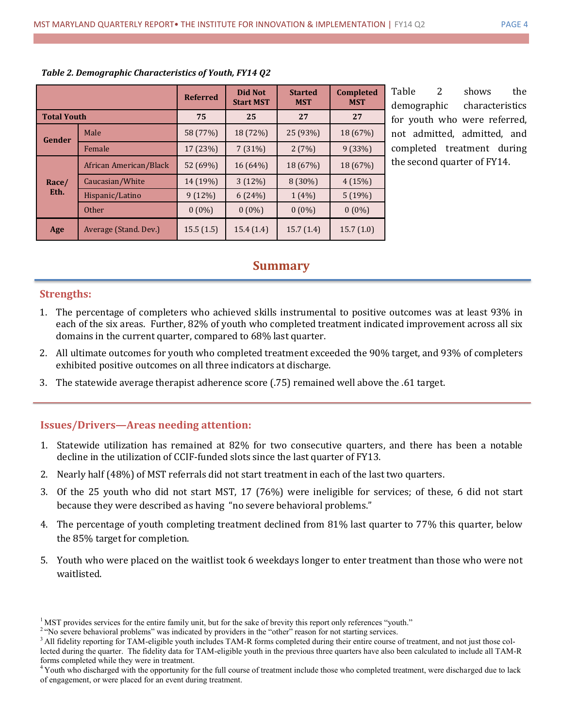*Table 2. Demographic Characteristics of Youth, FY14 Q2*

| | | Referred | Did Not Start MST | Started MST | Completed MST |
|---|---|---|---|---|---|
| **Total Youth** | | 75 | 25 | 27 | 27 |
| **Gender** | Male | 58 (77%) | 18 (72%) | 25 (93%) | 18 (67%) |
| | Female | 17 (23%) | 7 (31%) | 2 (7%) | 9 (33%) |
| **Race/ Eth.** | African American/Black | 52 (69%) | 16 (64%) | 18 (67%) | 18 (67%) |
| | Caucasian/White | 14 (19%) | 3 (12%) | 8 (30%) | 4 (15%) |
| | Hispanic/Latino | 9 (12%) | 6 (24%) | 1 (4%) | 5 (19%) |
| | Other | 0 (0%) | 0 (0%) | 0 (0%) | 0 (0%) |
| **Age** | Average (Stand. Dev.) | 15.5 (1.5) | 15.4 (1.4) | 15.7 (1.4) | 15.7 (1.0) |

Table 2 shows the demographic characteristics for youth who were referred, not admitted, admitted, and completed treatment during the second quarter of FY14.

## Summary

### Strengths:

1. The percentage of completers who achieved skills instrumental to positive outcomes was at least 93% in each of the six areas. Further, 82% of youth who completed treatment indicated improvement across all six domains in the current quarter, compared to 68% last quarter.
2. All ultimate outcomes for youth who completed treatment exceeded the 90% target, and 93% of completers exhibited positive outcomes on all three indicators at discharge.
3. The statewide average therapist adherence score (.75) remained well above the .61 target.

### Issues/Drivers—Areas needing attention:

1. Statewide utilization has remained at 82% for two consecutive quarters, and there has been a notable decline in the utilization of CCIF-funded slots since the last quarter of FY13.
2. Nearly half (48%) of MST referrals did not start treatment in each of the last two quarters.
3. Of the 25 youth who did not start MST, 17 (76%) were ineligible for services; of these, 6 did not start because they were described as having "no severe behavioral problems."
4. The percentage of youth completing treatment declined from 81% last quarter to 77% this quarter, below the 85% target for completion.
5. Youth who were placed on the waitlist took 6 weekdays longer to enter treatment than those who were not waitlisted.

---

[1] MST provides services for the entire family unit, but for the sake of brevity this report only references "youth."

[2] "No severe behavioral problems" was indicated by providers in the "other" reason for not starting services.

[3] All fidelity reporting for TAM-eligible youth includes TAM-R forms completed during their entire course of treatment, and not just those collected during the quarter. The fidelity data for TAM-eligible youth in the previous three quarters have also been calculated to include all TAM-R forms completed while they were in treatment.

[4] Youth who discharged with the opportunity for the full course of treatment include those who completed treatment, were discharged due to lack of engagement, or were placed for an event during treatment.